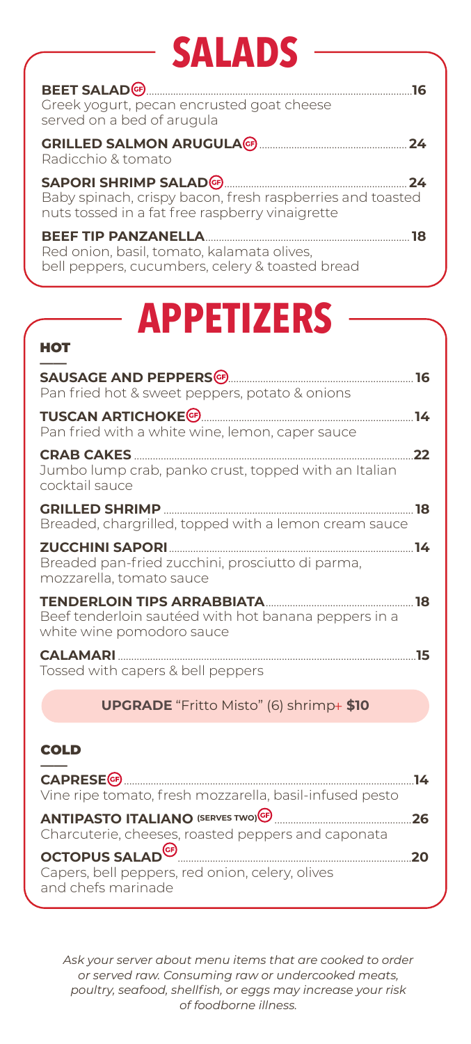# SALADS

**BEET SALAD** (GF) ....... 16
Greek yogurt, pecan encrusted goat cheese served on a bed of arugula

**GRILLED SALMON ARUGULA** (GF) ....... 24
Radicchio & tomato

**SAPORI SHRIMP SALAD** (GF) ....... 24
Baby spinach, crispy bacon, fresh raspberries and toasted nuts tossed in a fat free raspberry vinaigrette

**BEEF TIP PANZANELLA** ....... 18
Red onion, basil, tomato, kalamata olives, bell peppers, cucumbers, celery & toasted bread

# APPETIZERS

## HOT

**SAUSAGE AND PEPPERS** (GF) ....... 16
Pan fried hot & sweet peppers, potato & onions

**TUSCAN ARTICHOKE** (GF) ....... 14
Pan fried with a white wine, lemon, caper sauce

**CRAB CAKES** ....... 22
Jumbo lump crab, panko crust, topped with an Italian cocktail sauce

**GRILLED SHRIMP** ....... 18
Breaded, chargrilled, topped with a lemon cream sauce

**ZUCCHINI SAPORI** ....... 14
Breaded pan-fried zucchini, prosciutto di parma, mozzarella, tomato sauce

**TENDERLOIN TIPS ARRABBIATA** ....... 18
Beef tenderloin sautéed with hot banana peppers in a white wine pomodoro sauce

**CALAMARI** ....... 15
Tossed with capers & bell peppers

**UPGRADE** "Fritto Misto" (6) shrimp+ **$10**

## COLD

**CAPRESE** (GF) ....... 14
Vine ripe tomato, fresh mozzarella, basil-infused pesto

**ANTIPASTO ITALIANO** (SERVES TWO) (GF) ....... 26
Charcuterie, cheeses, roasted peppers and caponata

**OCTOPUS SALAD** (GF) ....... 20
Capers, bell peppers, red onion, celery, olives and chefs marinade

*Ask your server about menu items that are cooked to order or served raw. Consuming raw or undercooked meats, poultry, seafood, shellfish, or eggs may increase your risk of foodborne illness.*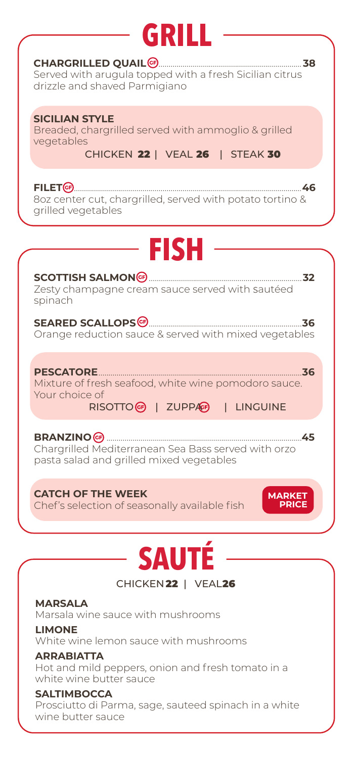# GRILL

**CHARGRILLED QUAIL** (GF) .......... **38**
Served with arugula topped with a fresh Sicilian citrus drizzle and shaved Parmigiano

**SICILIAN STYLE**
Breaded, chargrilled served with ammoglio & grilled vegetables
CHICKEN **22** | VEAL **26** | STEAK **30**

**FILET** (GF) .......... **46**
8oz center cut, chargrilled, served with potato tortino & grilled vegetables

# FISH

**SCOTTISH SALMON** (GF) .......... **32**
Zesty champagne cream sauce served with sautéed spinach

**SEARED SCALLOPS** (GF) .......... **36**
Orange reduction sauce & served with mixed vegetables

**PESCATORE** .......... **36**
Mixture of fresh seafood, white wine pomodoro sauce. Your choice of
RISOTTO (GF) | ZUPPA (GF) | LINGUINE

**BRANZINO** (GF) .......... **45**
Chargrilled Mediterranean Sea Bass served with orzo pasta salad and grilled mixed vegetables

**CATCH OF THE WEEK**
Chef's selection of seasonally available fish
**MARKET PRICE**

# SAUTÉ

CHICKEN **22** | VEAL **26**

**MARSALA**
Marsala wine sauce with mushrooms

**LIMONE**
White wine lemon sauce with mushrooms

**ARRABIATTA**
Hot and mild peppers, onion and fresh tomato in a white wine butter sauce

**SALTIMBOCCA**
Prosciutto di Parma, sage, sauteed spinach in a white wine butter sauce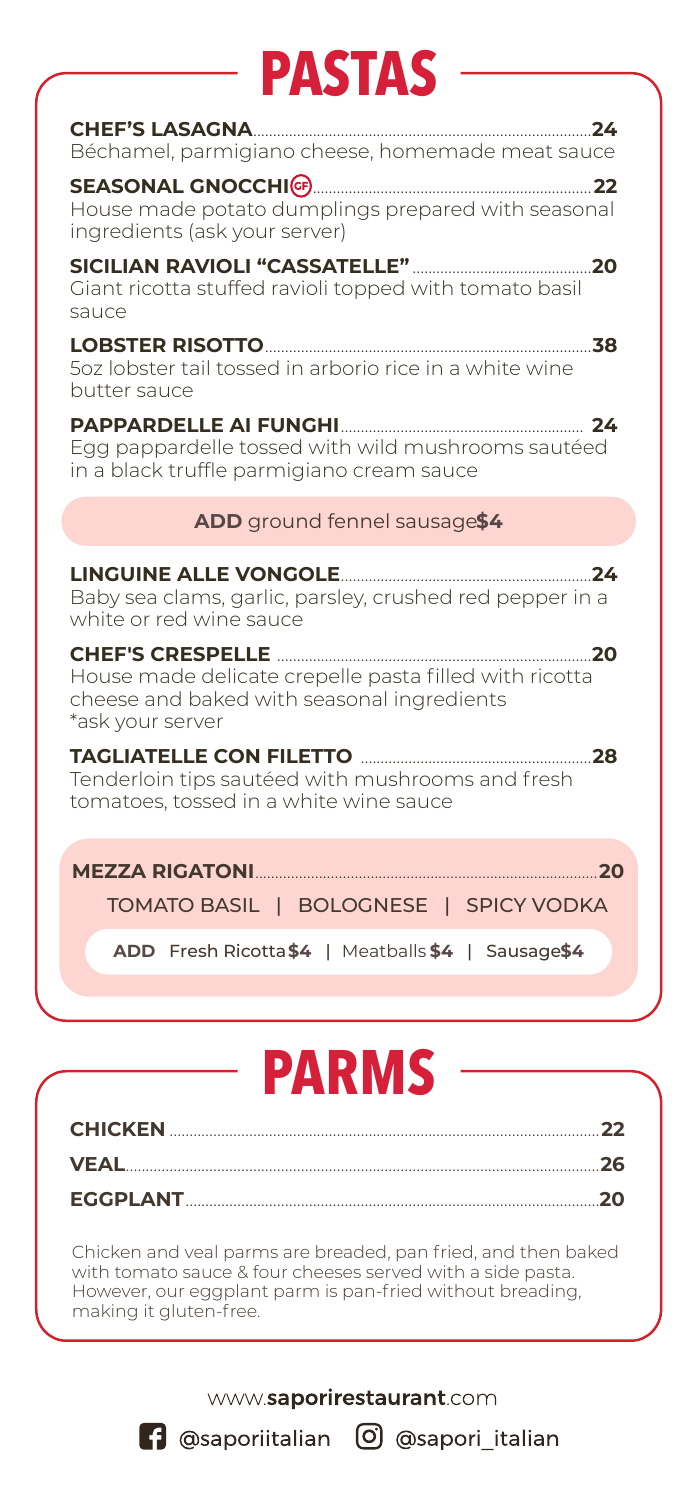# PASTAS

**CHEF'S LASAGNA** ........ **24**
Béchamel, parmigiano cheese, homemade meat sauce

**SEASONAL GNOCCHI** (GF) ........ **22**
House made potato dumplings prepared with seasonal ingredients (ask your server)

**SICILIAN RAVIOLI "CASSATELLE"** ........ **20**
Giant ricotta stuffed ravioli topped with tomato basil sauce

**LOBSTER RISOTTO** ........ **38**
5oz lobster tail tossed in arborio rice in a white wine butter sauce

**PAPPARDELLE AI FUNGHI** ........ **24**
Egg pappardelle tossed with wild mushrooms sautéed in a black truffle parmigiano cream sauce

**ADD** ground fennel sausage **$4**

**LINGUINE ALLE VONGOLE** ........ **24**
Baby sea clams, garlic, parsley, crushed red pepper in a white or red wine sauce

**CHEF'S CRESPELLE** ........ **20**
House made delicate crepelle pasta filled with ricotta cheese and baked with seasonal ingredients
*ask your server

**TAGLIATELLE CON FILETTO** ........ **28**
Tenderloin tips sautéed with mushrooms and fresh tomatoes, tossed in a white wine sauce

**MEZZA RIGATONI** ........ **20**

TOMATO BASIL | BOLOGNESE | SPICY VODKA

**ADD** Fresh Ricotta **$4** | Meatballs **$4** | Sausage **$4**

# PARMS

**CHICKEN** ........ **22**

**VEAL** ........ **26**

**EGGPLANT** ........ **20**

Chicken and veal parms are breaded, pan fried, and then baked with tomato sauce & four cheeses served with a side pasta. However, our eggplant parm is pan-fried without breading, making it gluten-free.

www.**saporirestaurant**.com

@saporiitalian @sapori_italian